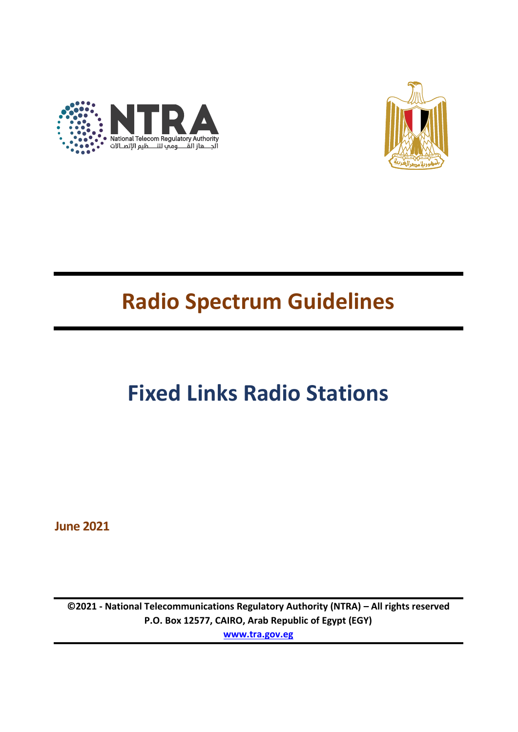# Radio Spectrum Guidelines

# Fixed Links Radio Stations

**June 2021**

**©2021 - National Telecommunications Regulatory Authority (NTRA) – All rights reserved**
**P.O. Box 12577, CAIRO, Arab Republic of Egypt (EGY)**
**www.tra.gov.eg**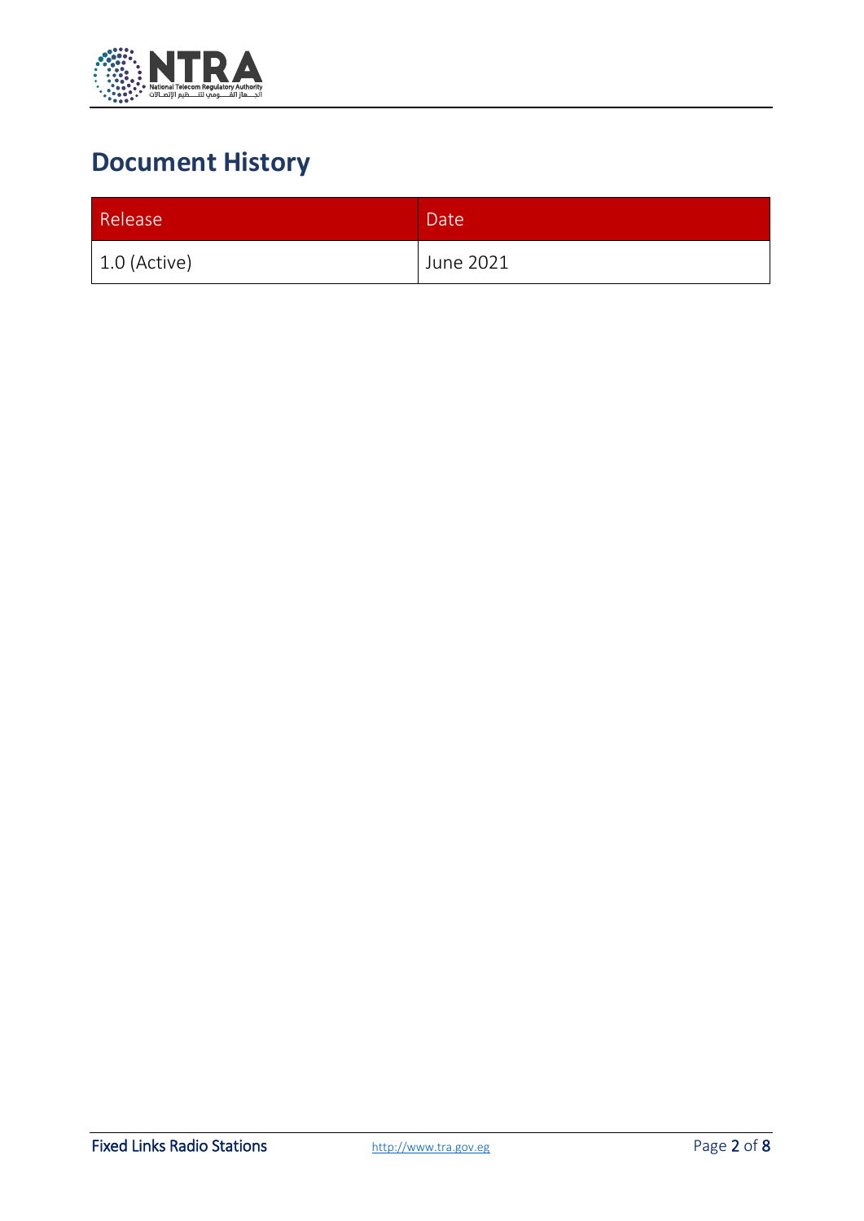# Document History

| Release | Date |
| --- | --- |
| 1.0 (Active) | June 2021 |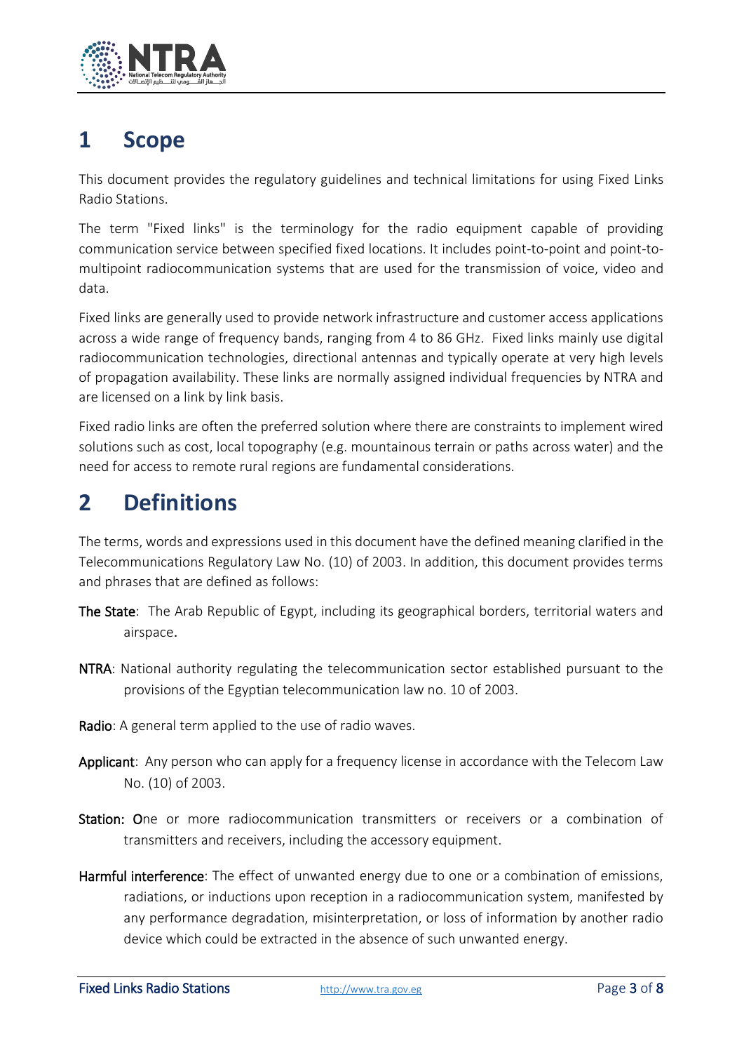# 1 Scope

This document provides the regulatory guidelines and technical limitations for using Fixed Links Radio Stations.

The term "Fixed links" is the terminology for the radio equipment capable of providing communication service between specified fixed locations. It includes point-to-point and point-to-multipoint radiocommunication systems that are used for the transmission of voice, video and data.

Fixed links are generally used to provide network infrastructure and customer access applications across a wide range of frequency bands, ranging from 4 to 86 GHz. Fixed links mainly use digital radiocommunication technologies, directional antennas and typically operate at very high levels of propagation availability. These links are normally assigned individual frequencies by NTRA and are licensed on a link by link basis.

Fixed radio links are often the preferred solution where there are constraints to implement wired solutions such as cost, local topography (e.g. mountainous terrain or paths across water) and the need for access to remote rural regions are fundamental considerations.

# 2 Definitions

The terms, words and expressions used in this document have the defined meaning clarified in the Telecommunications Regulatory Law No. (10) of 2003. In addition, this document provides terms and phrases that are defined as follows:

**The State**: The Arab Republic of Egypt, including its geographical borders, territorial waters and airspace.

**NTRA**: National authority regulating the telecommunication sector established pursuant to the provisions of the Egyptian telecommunication law no. 10 of 2003.

**Radio**: A general term applied to the use of radio waves.

**Applicant**: Any person who can apply for a frequency license in accordance with the Telecom Law No. (10) of 2003.

**Station:** One or more radiocommunication transmitters or receivers or a combination of transmitters and receivers, including the accessory equipment.

**Harmful interference**: The effect of unwanted energy due to one or a combination of emissions, radiations, or inductions upon reception in a radiocommunication system, manifested by any performance degradation, misinterpretation, or loss of information by another radio device which could be extracted in the absence of such unwanted energy.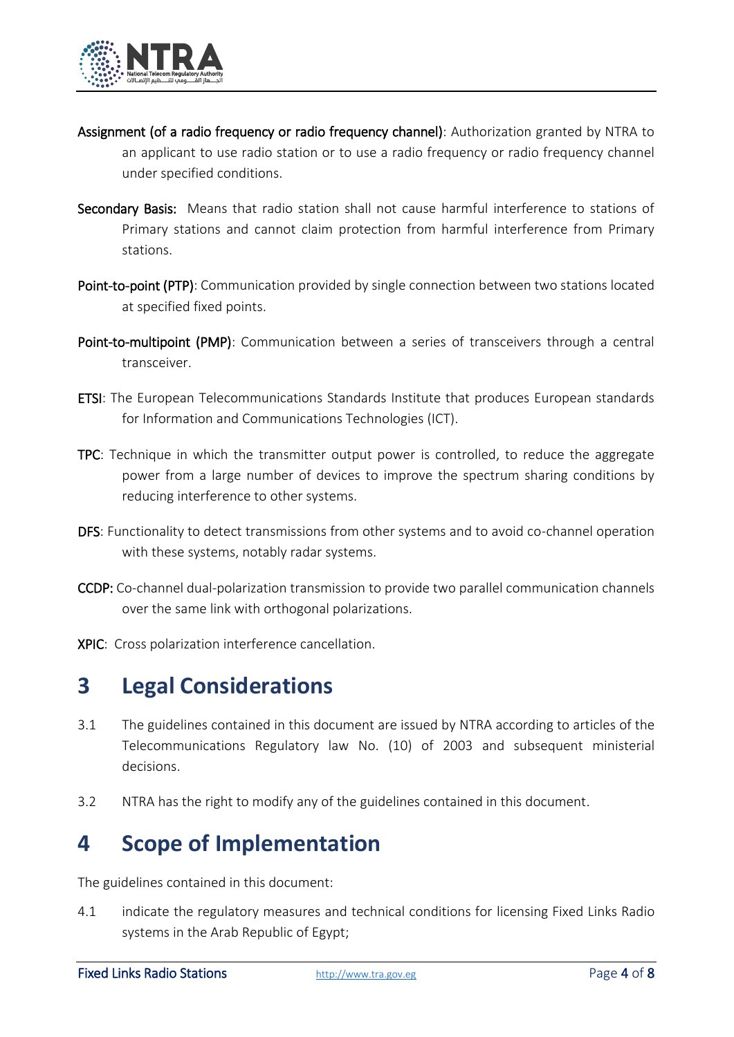**Assignment (of a radio frequency or radio frequency channel)**: Authorization granted by NTRA to an applicant to use radio station or to use a radio frequency or radio frequency channel under specified conditions.

**Secondary Basis:** Means that radio station shall not cause harmful interference to stations of Primary stations and cannot claim protection from harmful interference from Primary stations.

**Point-to-point (PTP)**: Communication provided by single connection between two stations located at specified fixed points.

**Point-to-multipoint (PMP)**: Communication between a series of transceivers through a central transceiver.

**ETSI**: The European Telecommunications Standards Institute that produces European standards for Information and Communications Technologies (ICT).

**TPC**: Technique in which the transmitter output power is controlled, to reduce the aggregate power from a large number of devices to improve the spectrum sharing conditions by reducing interference to other systems.

**DFS**: Functionality to detect transmissions from other systems and to avoid co-channel operation with these systems, notably radar systems.

**CCDP:** Co-channel dual-polarization transmission to provide two parallel communication channels over the same link with orthogonal polarizations.

**XPIC**: Cross polarization interference cancellation.

# 3 Legal Considerations

3.1 The guidelines contained in this document are issued by NTRA according to articles of the Telecommunications Regulatory law No. (10) of 2003 and subsequent ministerial decisions.

3.2 NTRA has the right to modify any of the guidelines contained in this document.

# 4 Scope of Implementation

The guidelines contained in this document:

4.1 indicate the regulatory measures and technical conditions for licensing Fixed Links Radio systems in the Arab Republic of Egypt;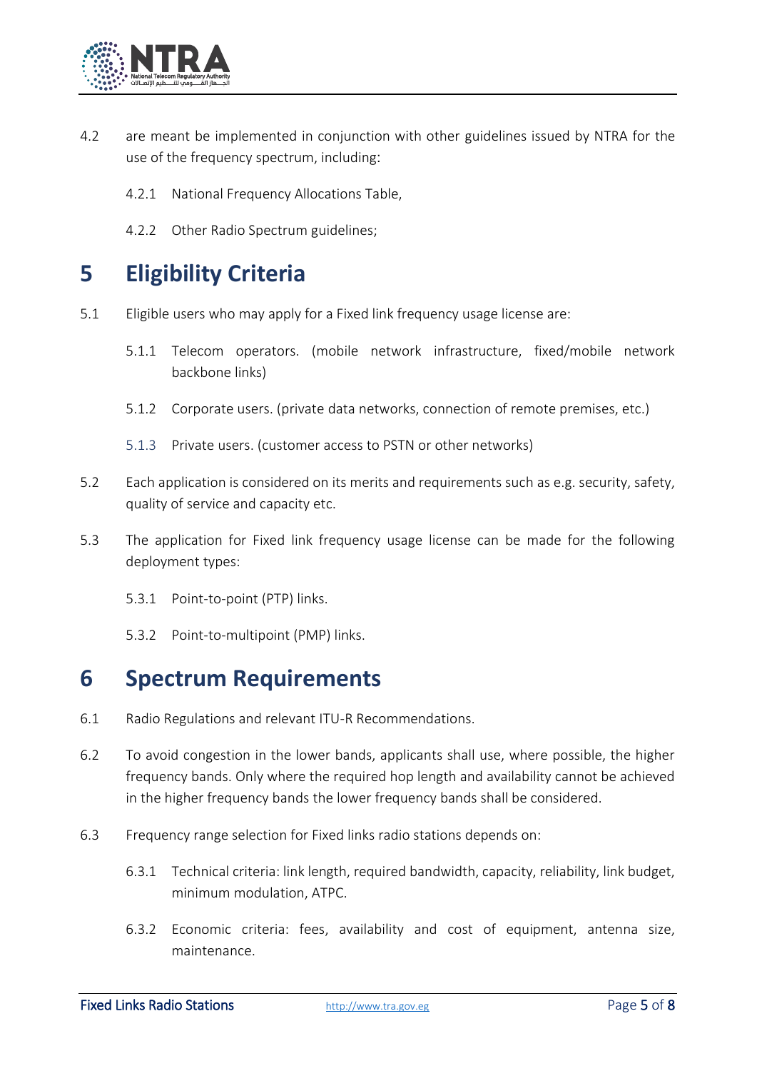4.2 are meant be implemented in conjunction with other guidelines issued by NTRA for the use of the frequency spectrum, including:

4.2.1 National Frequency Allocations Table,

4.2.2 Other Radio Spectrum guidelines;

# 5 Eligibility Criteria

5.1 Eligible users who may apply for a Fixed link frequency usage license are:

5.1.1 Telecom operators. (mobile network infrastructure, fixed/mobile network backbone links)

5.1.2 Corporate users. (private data networks, connection of remote premises, etc.)

5.1.3 Private users. (customer access to PSTN or other networks)

5.2 Each application is considered on its merits and requirements such as e.g. security, safety, quality of service and capacity etc.

5.3 The application for Fixed link frequency usage license can be made for the following deployment types:

5.3.1 Point-to-point (PTP) links.

5.3.2 Point-to-multipoint (PMP) links.

# 6 Spectrum Requirements

6.1 Radio Regulations and relevant ITU-R Recommendations.

6.2 To avoid congestion in the lower bands, applicants shall use, where possible, the higher frequency bands. Only where the required hop length and availability cannot be achieved in the higher frequency bands the lower frequency bands shall be considered.

6.3 Frequency range selection for Fixed links radio stations depends on:

6.3.1 Technical criteria: link length, required bandwidth, capacity, reliability, link budget, minimum modulation, ATPC.

6.3.2 Economic criteria: fees, availability and cost of equipment, antenna size, maintenance.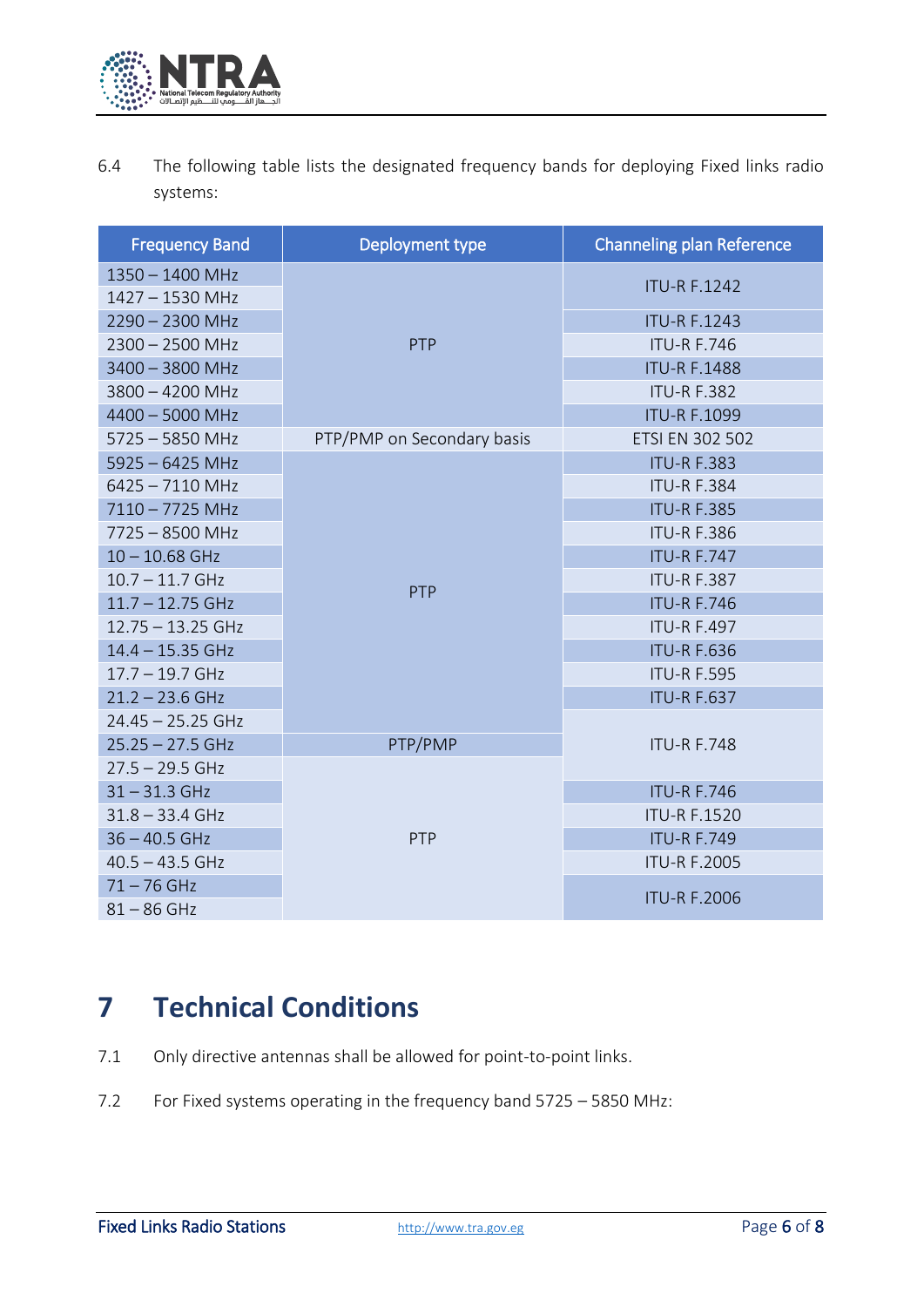6.4 The following table lists the designated frequency bands for deploying Fixed links radio systems:

| Frequency Band | Deployment type | Channeling plan Reference |
|---|---|---|
| 1350 – 1400 MHz | PTP | ITU-R F.1242 |
| 1427 – 1530 MHz | PTP | ITU-R F.1242 |
| 2290 – 2300 MHz | PTP | ITU-R F.1243 |
| 2300 – 2500 MHz | PTP | ITU-R F.746 |
| 3400 – 3800 MHz | PTP | ITU-R F.1488 |
| 3800 – 4200 MHz | PTP | ITU-R F.382 |
| 4400 – 5000 MHz | PTP | ITU-R F.1099 |
| 5725 – 5850 MHz | PTP/PMP on Secondary basis | ETSI EN 302 502 |
| 5925 – 6425 MHz | PTP | ITU-R F.383 |
| 6425 – 7110 MHz | PTP | ITU-R F.384 |
| 7110 – 7725 MHz | PTP | ITU-R F.385 |
| 7725 – 8500 MHz | PTP | ITU-R F.386 |
| 10 – 10.68 GHz | PTP | ITU-R F.747 |
| 10.7 – 11.7 GHz | PTP | ITU-R F.387 |
| 11.7 – 12.75 GHz | PTP | ITU-R F.746 |
| 12.75 – 13.25 GHz | PTP | ITU-R F.497 |
| 14.4 – 15.35 GHz | PTP | ITU-R F.636 |
| 17.7 – 19.7 GHz | PTP | ITU-R F.595 |
| 21.2 – 23.6 GHz | PTP | ITU-R F.637 |
| 24.45 – 25.25 GHz | PTP | ITU-R F.748 |
| 25.25 – 27.5 GHz | PTP/PMP | ITU-R F.748 |
| 27.5 – 29.5 GHz | PTP | ITU-R F.748 |
| 31 – 31.3 GHz | PTP | ITU-R F.746 |
| 31.8 – 33.4 GHz | PTP | ITU-R F.1520 |
| 36 – 40.5 GHz | PTP | ITU-R F.749 |
| 40.5 – 43.5 GHz | PTP | ITU-R F.2005 |
| 71 – 76 GHz | PTP | ITU-R F.2006 |
| 81 – 86 GHz | PTP | ITU-R F.2006 |

# 7 Technical Conditions

7.1 Only directive antennas shall be allowed for point-to-point links.

7.2 For Fixed systems operating in the frequency band 5725 – 5850 MHz: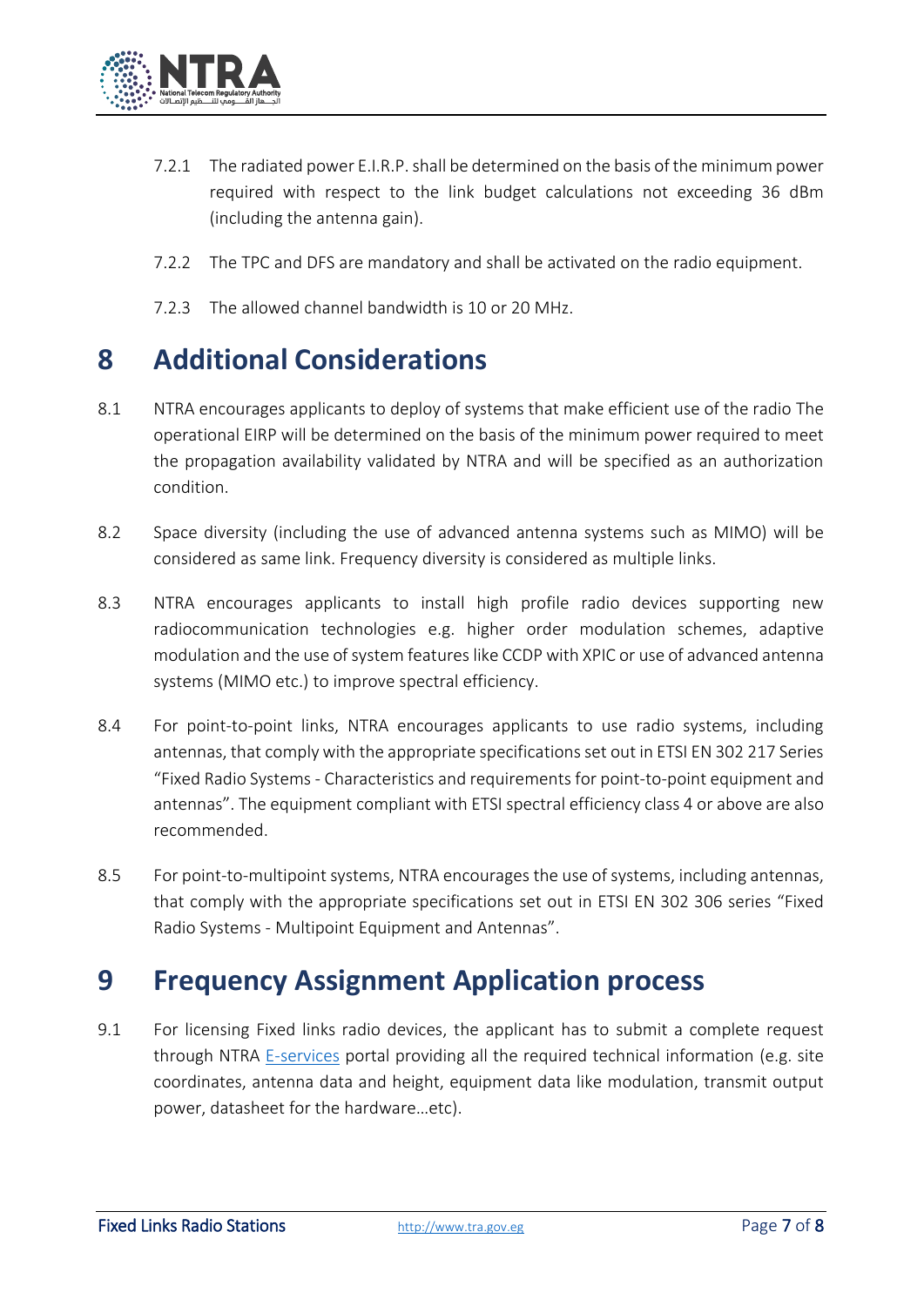7.2.1 The radiated power E.I.R.P. shall be determined on the basis of the minimum power required with respect to the link budget calculations not exceeding 36 dBm (including the antenna gain).

7.2.2 The TPC and DFS are mandatory and shall be activated on the radio equipment.

7.2.3 The allowed channel bandwidth is 10 or 20 MHz.

# 8 Additional Considerations

8.1 NTRA encourages applicants to deploy of systems that make efficient use of the radio The operational EIRP will be determined on the basis of the minimum power required to meet the propagation availability validated by NTRA and will be specified as an authorization condition.

8.2 Space diversity (including the use of advanced antenna systems such as MIMO) will be considered as same link. Frequency diversity is considered as multiple links.

8.3 NTRA encourages applicants to install high profile radio devices supporting new radiocommunication technologies e.g. higher order modulation schemes, adaptive modulation and the use of system features like CCDP with XPIC or use of advanced antenna systems (MIMO etc.) to improve spectral efficiency.

8.4 For point-to-point links, NTRA encourages applicants to use radio systems, including antennas, that comply with the appropriate specifications set out in ETSI EN 302 217 Series "Fixed Radio Systems - Characteristics and requirements for point-to-point equipment and antennas". The equipment compliant with ETSI spectral efficiency class 4 or above are also recommended.

8.5 For point-to-multipoint systems, NTRA encourages the use of systems, including antennas, that comply with the appropriate specifications set out in ETSI EN 302 306 series "Fixed Radio Systems - Multipoint Equipment and Antennas".

# 9 Frequency Assignment Application process

9.1 For licensing Fixed links radio devices, the applicant has to submit a complete request through NTRA E-services portal providing all the required technical information (e.g. site coordinates, antenna data and height, equipment data like modulation, transmit output power, datasheet for the hardware…etc).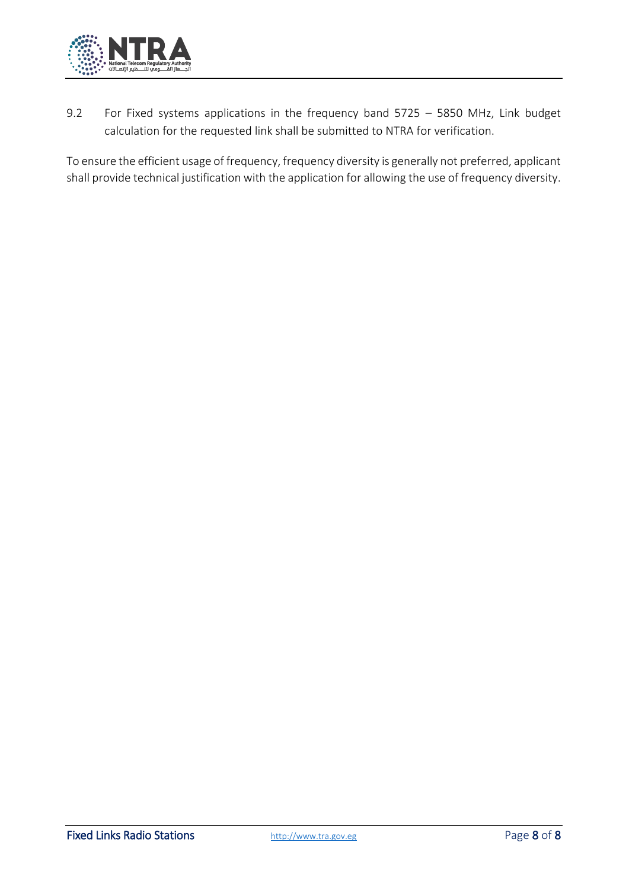9.2 For Fixed systems applications in the frequency band 5725 – 5850 MHz, Link budget calculation for the requested link shall be submitted to NTRA for verification.

To ensure the efficient usage of frequency, frequency diversity is generally not preferred, applicant shall provide technical justification with the application for allowing the use of frequency diversity.